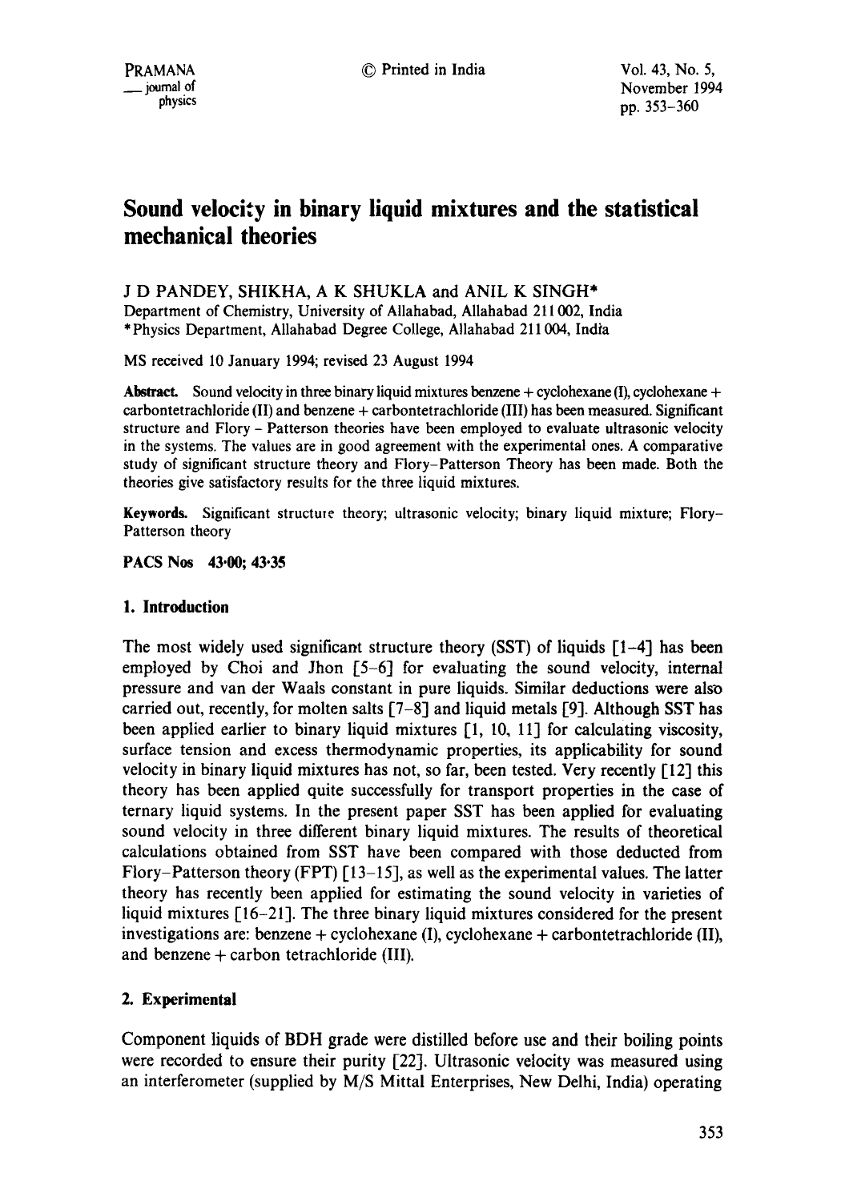# Sound velocity in binary liquid mixtures and the statistical mechanical theories

J D PANDEY, SHIKHA, A K SHUKLA and ANIL K SINGH*

Department of Chemistry, University of Allahabad, Allahabad 211 002, India

*Physics Department, Allahabad Degree College, Allahabad 211 004, India

MS received 10 January 1994; revised 23 August 1994

**Abstract.** Sound velocity in three binary liquid mixtures benzene + cyclohexane (I), cyclohexane + carbontetrachloride (II) and benzene + carbontetrachloride (III) has been measured. Significant structure and Flory – Patterson theories have been employed to evaluate ultrasonic velocity in the systems. The values are in good agreement with the experimental ones. A comparative study of significant structure theory and Flory–Patterson Theory has been made. Both the theories give satisfactory results for the three liquid mixtures.

**Keywords.** Significant structure theory; ultrasonic velocity; binary liquid mixture; Flory–Patterson theory

**PACS Nos** 43·00; 43·35

## 1. Introduction

The most widely used significant structure theory (SST) of liquids [1–4] has been employed by Choi and Jhon [5–6] for evaluating the sound velocity, internal pressure and van der Waals constant in pure liquids. Similar deductions were also carried out, recently, for molten salts [7–8] and liquid metals [9]. Although SST has been applied earlier to binary liquid mixtures [1, 10, 11] for calculating viscosity, surface tension and excess thermodynamic properties, its applicability for sound velocity in binary liquid mixtures has not, so far, been tested. Very recently [12] this theory has been applied quite successfully for transport properties in the case of ternary liquid systems. In the present paper SST has been applied for evaluating sound velocity in three different binary liquid mixtures. The results of theoretical calculations obtained from SST have been compared with those deducted from Flory–Patterson theory (FPT) [13–15], as well as the experimental values. The latter theory has recently been applied for estimating the sound velocity in varieties of liquid mixtures [16–21]. The three binary liquid mixtures considered for the present investigations are: benzene + cyclohexane (I), cyclohexane + carbontetrachloride (II), and benzene + carbon tetrachloride (III).

## 2. Experimental

Component liquids of BDH grade were distilled before use and their boiling points were recorded to ensure their purity [22]. Ultrasonic velocity was measured using an interferometer (supplied by M/S Mittal Enterprises, New Delhi, India) operating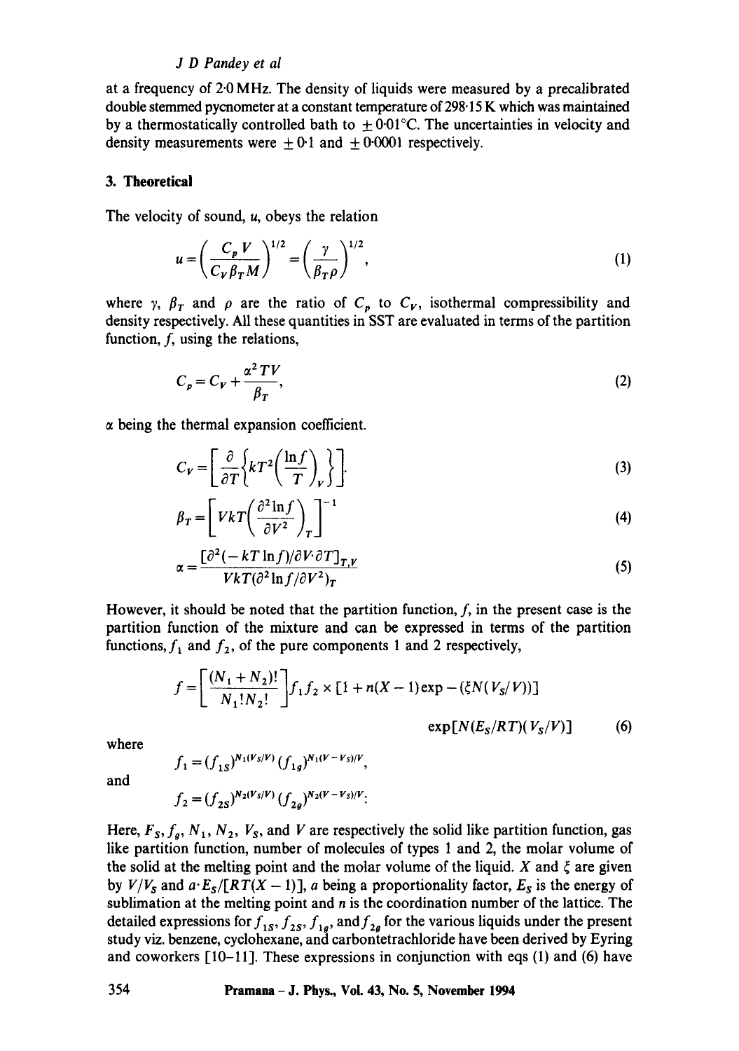at a frequency of 2·0 MHz. The density of liquids were measured by a precalibrated double stemmed pycnometer at a constant temperature of 298·15 K which was maintained by a thermostatically controlled bath to $\pm 0{\cdot}01$°C. The uncertainties in velocity and density measurements were $\pm 0{\cdot}1$ and $\pm 0{\cdot}0001$ respectively.

## 3. Theoretical

The velocity of sound, $u$, obeys the relation

$$u = \left(\frac{C_p V}{C_V \beta_T M}\right)^{1/2} = \left(\frac{\gamma}{\beta_T \rho}\right)^{1/2}, \tag{1}$$

where $\gamma$, $\beta_T$ and $\rho$ are the ratio of $C_p$ to $C_V$, isothermal compressibility and density respectively. All these quantities in SST are evaluated in terms of the partition function, $f$, using the relations,

$$C_p = C_V + \frac{\alpha^2 T V}{\beta_T}, \tag{2}$$

$\alpha$ being the thermal expansion coefficient.

$$C_V = \left[\frac{\partial}{\partial T}\left\{kT^2\left(\frac{\ln f}{T}\right)_V\right\}\right]. \tag{3}$$

$$\beta_T = \left[VkT\left(\frac{\partial^2 \ln f}{\partial V^2}\right)_T\right]^{-1} \tag{4}$$

$$\alpha = \frac{[\partial^2(-kT\ln f)/\partial V \cdot \partial T]_{T,V}}{VkT(\partial^2 \ln f/\partial V^2)_T} \tag{5}$$

However, it should be noted that the partition function, $f$, in the present case is the partition function of the mixture and can be expressed in terms of the partition functions, $f_1$ and $f_2$, of the pure components 1 and 2 respectively,

$$f = \left[\frac{(N_1 + N_2)!}{N_1! N_2!}\right] f_1 f_2 \times [1 + n(X-1)\exp - (\xi N(V_S/V))] \exp[N(E_S/RT)(V_S/V)] \tag{6}$$

where

$$f_1 = (f_{1S})^{N_1(V_S/V)} (f_{1g})^{N_1(V-V_S)/V},$$

and

$$f_2 = (f_{2S})^{N_2(V_S/V)} (f_{2g})^{N_2(V-V_S)/V}:$$

Here, $F_S$, $f_g$, $N_1$, $N_2$, $V_S$, and $V$ are respectively the solid like partition function, gas like partition function, number of molecules of types 1 and 2, the molar volume of the solid at the melting point and the molar volume of the liquid. $X$ and $\xi$ are given by $V/V_S$ and $a \cdot E_S/[RT(X-1)]$, $a$ being a proportionality factor, $E_S$ is the energy of sublimation at the melting point and $n$ is the coordination number of the lattice. The detailed expressions for $f_{1S}$, $f_{2S}$, $f_{1g}$, and $f_{2g}$ for the various liquids under the present study viz. benzene, cyclohexane, and carbontetrachloride have been derived by Eyring and coworkers [10–11]. These expressions in conjunction with eqs (1) and (6) have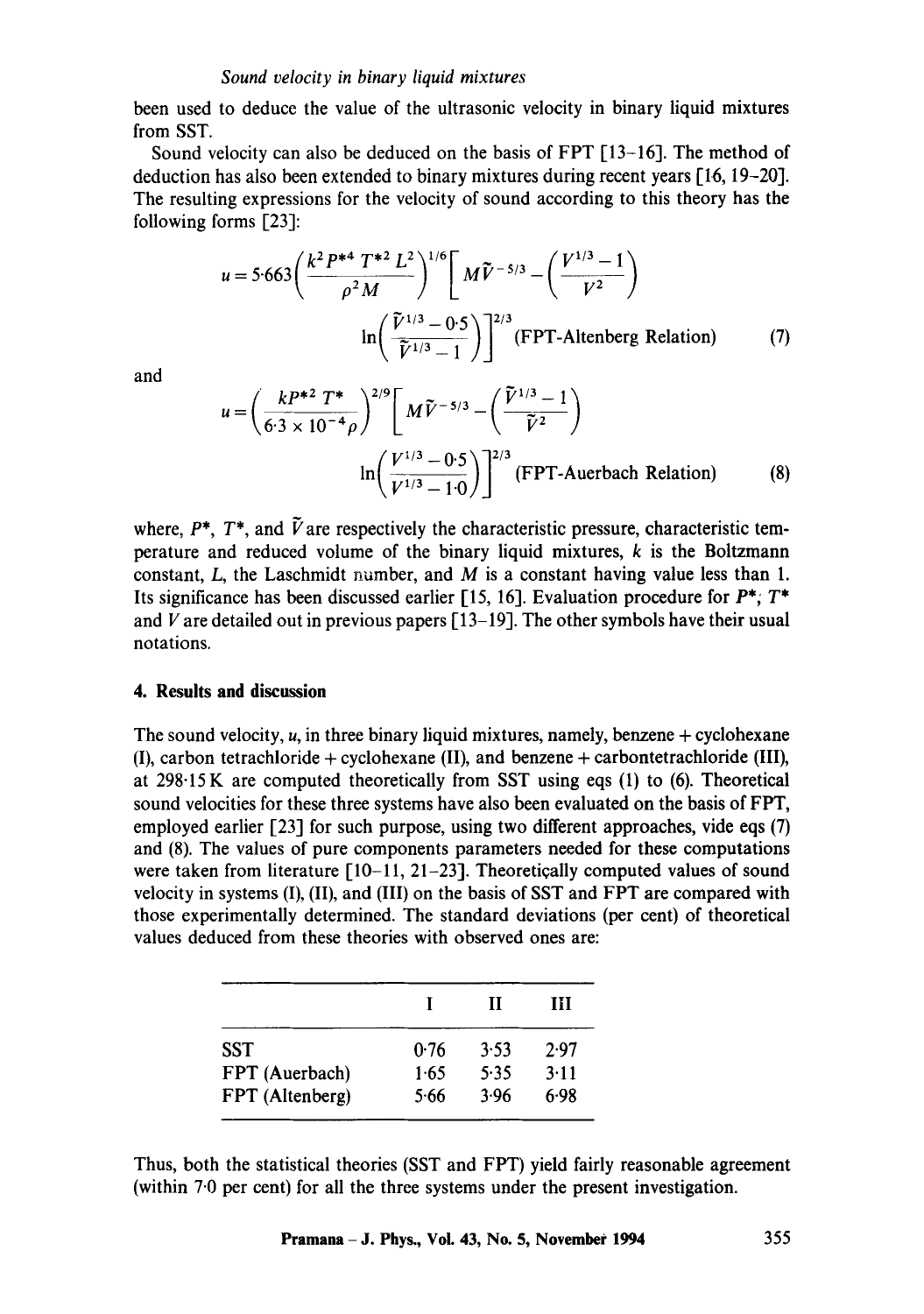been used to deduce the value of the ultrasonic velocity in binary liquid mixtures from SST.

Sound velocity can also be deduced on the basis of FPT [13–16]. The method of deduction has also been extended to binary mixtures during recent years [16, 19–20]. The resulting expressions for the velocity of sound according to this theory has the following forms [23]:

$$u = 5{\cdot}663\left(\frac{k^2 P^{*4}\, T^{*2}\, L^2}{\rho^2 M}\right)^{1/6}\left[M\tilde{V}^{-5/3} - \left(\frac{V^{1/3}-1}{V^2}\right)\ln\left(\frac{\tilde{V}^{1/3}-0{\cdot}5}{\tilde{V}^{1/3}-1}\right)\right]^{2/3} \quad \text{(FPT-Altenberg Relation)} \tag{7}$$

and

$$u = \left(\frac{kP^{*2}\, T^*}{6{\cdot}3\times 10^{-4}\rho}\right)^{2/9}\left[M\tilde{V}^{-5/3} - \left(\frac{\tilde{V}^{1/3}-1}{\tilde{V}^2}\right)\ln\left(\frac{V^{1/3}-0{\cdot}5}{V^{1/3}-1{\cdot}0}\right)\right]^{2/3} \quad \text{(FPT-Auerbach Relation)} \tag{8}$$

where, $P^*$, $T^*$, and $\tilde{V}$ are respectively the characteristic pressure, characteristic temperature and reduced volume of the binary liquid mixtures, $k$ is the Boltzmann constant, $L$, the Laschmidt number, and $M$ is a constant having value less than 1. Its significance has been discussed earlier [15, 16]. Evaluation procedure for $P^*$; $T^*$ and $V$ are detailed out in previous papers [13–19]. The other symbols have their usual notations.

## 4. Results and discussion

The sound velocity, $u$, in three binary liquid mixtures, namely, benzene + cyclohexane (I), carbon tetrachloride + cyclohexane (II), and benzene + carbontetrachloride (III), at 298·15 K are computed theoretically from SST using eqs (1) to (6). Theoretical sound velocities for these three systems have also been evaluated on the basis of FPT, employed earlier [23] for such purpose, using two different approaches, vide eqs (7) and (8). The values of pure components parameters needed for these computations were taken from literature [10–11, 21–23]. Theoretiçally computed values of sound velocity in systems (I), (II), and (III) on the basis of SST and FPT are compared with those experimentally determined. The standard deviations (per cent) of theoretical values deduced from these theories with observed ones are:

| | I | II | III |
|---|---|---|---|
| SST | 0·76 | 3·53 | 2·97 |
| FPT (Auerbach) | 1·65 | 5·35 | 3·11 |
| FPT (Altenberg) | 5·66 | 3·96 | 6·98 |

Thus, both the statistical theories (SST and FPT) yield fairly reasonable agreement (within 7·0 per cent) for all the three systems under the present investigation.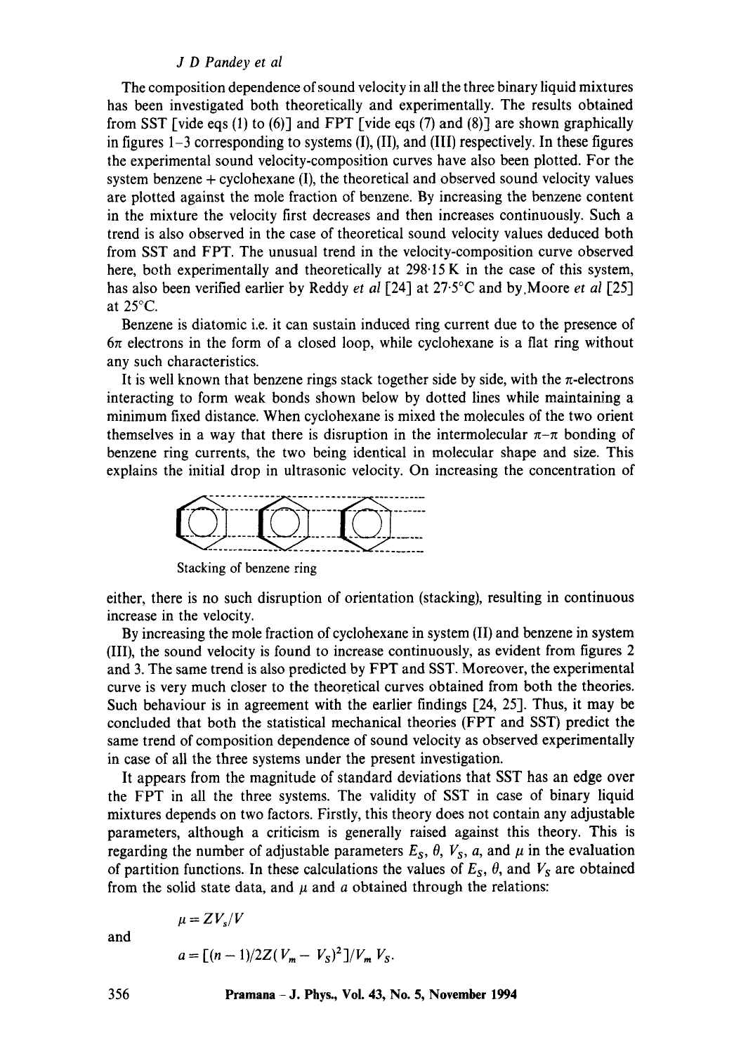The composition dependence of sound velocity in all the three binary liquid mixtures has been investigated both theoretically and experimentally. The results obtained from SST [vide eqs (1) to (6)] and FPT [vide eqs (7) and (8)] are shown graphically in figures 1–3 corresponding to systems (I), (II), and (III) respectively. In these figures the experimental sound velocity-composition curves have also been plotted. For the system benzene + cyclohexane (I), the theoretical and observed sound velocity values are plotted against the mole fraction of benzene. By increasing the benzene content in the mixture the velocity first decreases and then increases continuously. Such a trend is also observed in the case of theoretical sound velocity values deduced both from SST and FPT. The unusual trend in the velocity-composition curve observed here, both experimentally and theoretically at 298·15 K in the case of this system, has also been verified earlier by Reddy *et al* [24] at 27·5°C and by Moore *et al* [25] at 25°C.

Benzene is diatomic i.e. it can sustain induced ring current due to the presence of $6\pi$ electrons in the form of a closed loop, while cyclohexane is a flat ring without any such characteristics.

It is well known that benzene rings stack together side by side, with the $\pi$-electrons interacting to form weak bonds shown below by dotted lines while maintaining a minimum fixed distance. When cyclohexane is mixed the molecules of the two orient themselves in a way that there is disruption in the intermolecular $\pi$–$\pi$ bonding of benzene ring currents, the two being identical in molecular shape and size. This explains the initial drop in ultrasonic velocity. On increasing the concentration of either, there is no such disruption of orientation (stacking), resulting in continuous increase in the velocity.

Stacking of benzene ring

By increasing the mole fraction of cyclohexane in system (II) and benzene in system (III), the sound velocity is found to increase continuously, as evident from figures 2 and 3. The same trend is also predicted by FPT and SST. Moreover, the experimental curve is very much closer to the theoretical curves obtained from both the theories. Such behaviour is in agreement with the earlier findings [24, 25]. Thus, it may be concluded that both the statistical mechanical theories (FPT and SST) predict the same trend of composition dependence of sound velocity as observed experimentally in case of all the three systems under the present investigation.

It appears from the magnitude of standard deviations that SST has an edge over the FPT in all the three systems. The validity of SST in case of binary liquid mixtures depends on two factors. Firstly, this theory does not contain any adjustable parameters, although a criticism is generally raised against this theory. This is regarding the number of adjustable parameters $E_S$, $\theta$, $V_S$, $a$, and $\mu$ in the evaluation of partition functions. In these calculations the values of $E_S$, $\theta$, and $V_S$ are obtained from the solid state data, and $\mu$ and $a$ obtained through the relations:

$$\mu = Z V_s / V$$

and

$$a = [(n-1)/2Z(V_m - V_S)^2]/V_m V_S.$$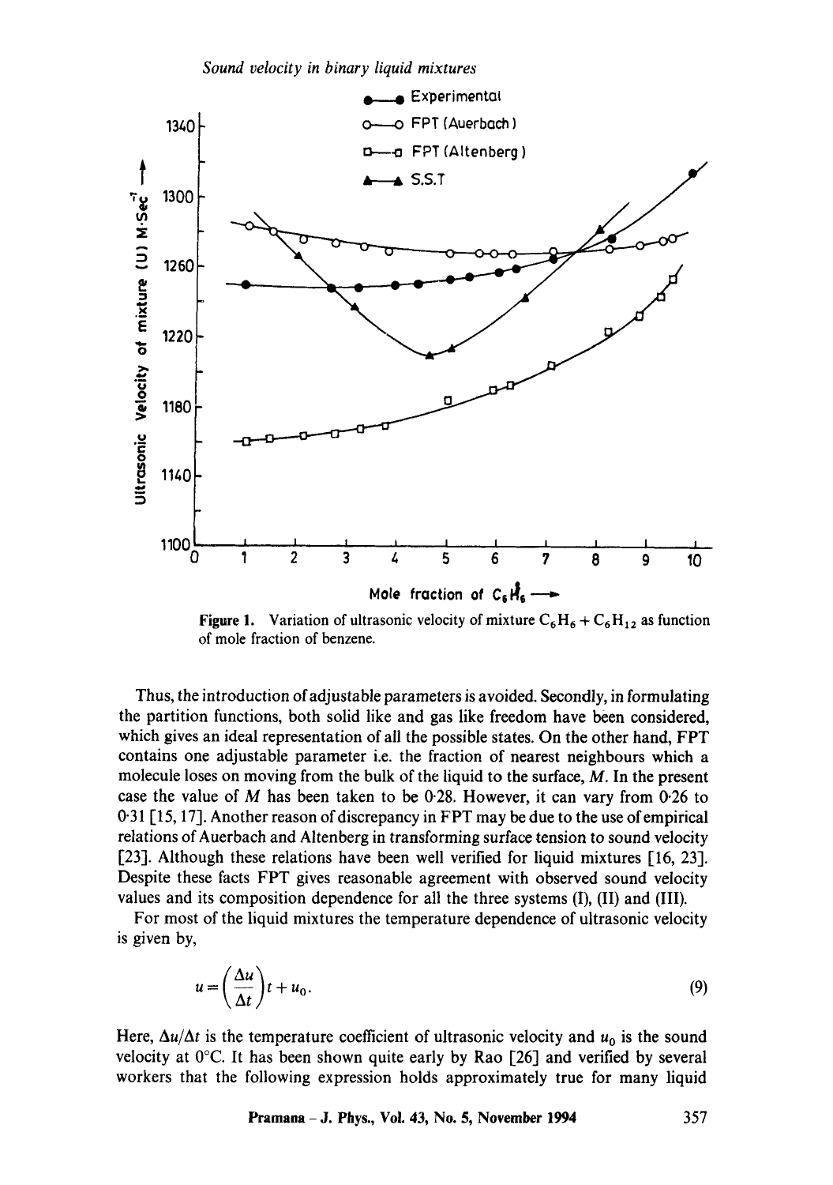Figure 1. Variation of ultrasonic velocity of mixture $C_6H_6 + C_6H_{12}$ as function of mole fraction of benzene.

Thus, the introduction of adjustable parameters is avoided. Secondly, in formulating the partition functions, both solid like and gas like freedom have been considered, which gives an ideal representation of all the possible states. On the other hand, FPT contains one adjustable parameter i.e. the fraction of nearest neighbours which a molecule loses on moving from the bulk of the liquid to the surface, $M$. In the present case the value of $M$ has been taken to be 0·28. However, it can vary from 0·26 to 0·31 [15, 17]. Another reason of discrepancy in FPT may be due to the use of empirical relations of Auerbach and Altenberg in transforming surface tension to sound velocity [23]. Although these relations have been well verified for liquid mixtures [16, 23]. Despite these facts FPT gives reasonable agreement with observed sound velocity values and its composition dependence for all the three systems (I), (II) and (III).

For most of the liquid mixtures the temperature dependence of ultrasonic velocity is given by,

$$u = \left(\frac{\Delta u}{\Delta t}\right) t + u_0. \tag{9}$$

Here, $\Delta u/\Delta t$ is the temperature coefficient of ultrasonic velocity and $u_0$ is the sound velocity at 0°C. It has been shown quite early by Rao [26] and verified by several workers that the following expression holds approximately true for many liquid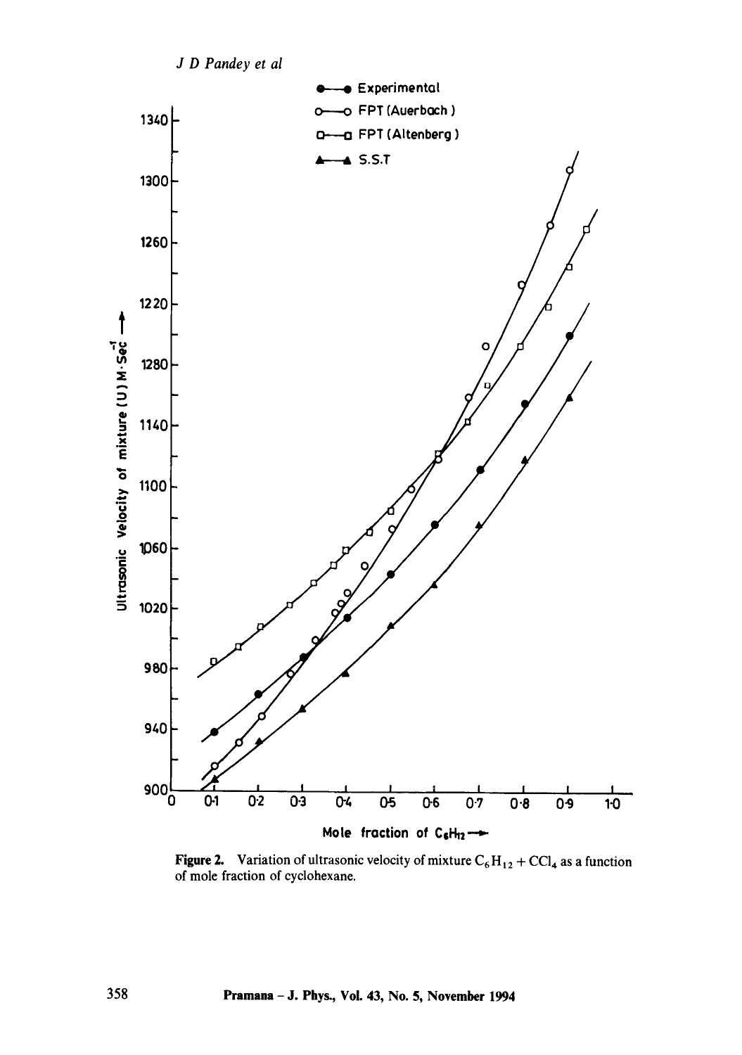Figure 2. Variation of ultrasonic velocity of mixture $C_6H_{12} + CCl_4$ as a function of mole fraction of cyclohexane.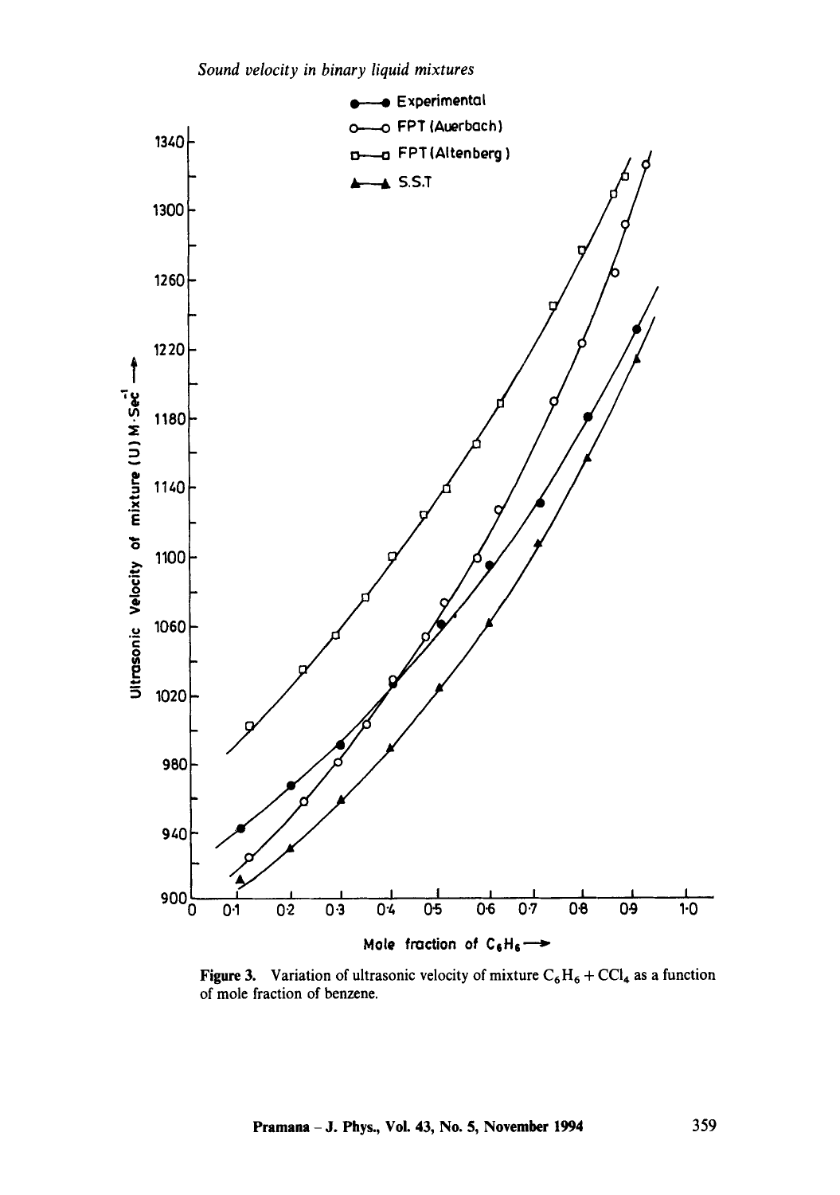Figure 3. Variation of ultrasonic velocity of mixture $C_6H_6 + CCl_4$ as a function of mole fraction of benzene.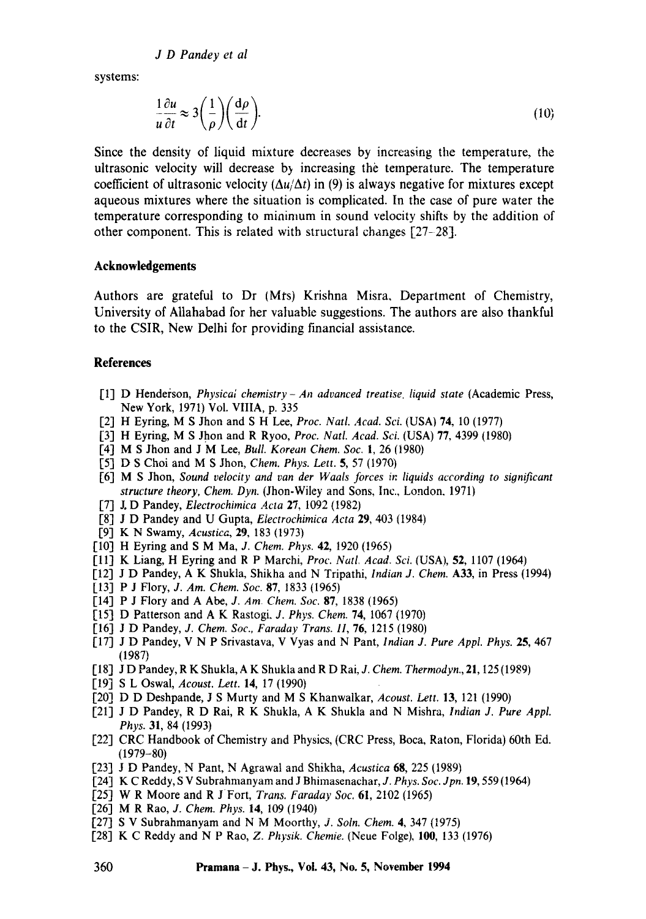systems:

$$\frac{1}{u}\frac{\partial u}{\partial t} \approx 3\left(\frac{1}{\rho}\right)\left(\frac{\mathrm{d}\rho}{\mathrm{d}t}\right). \tag{10}$$

Since the density of liquid mixture decreases by increasing the temperature, the ultrasonic velocity will decrease by increasing the temperature. The temperature coefficient of ultrasonic velocity ($\Delta u/\Delta t$) in (9) is always negative for mixtures except aqueous mixtures where the situation is complicated. In the case of pure water the temperature corresponding to minimum in sound velocity shifts by the addition of other component. This is related with structural changes [27–28].

## Acknowledgements

Authors are grateful to Dr (Mrs) Krishna Misra, Department of Chemistry, University of Allahabad for her valuable suggestions. The authors are also thankful to the CSIR, New Delhi for providing financial assistance.

## References

[1] D Henderson, *Physical chemistry – An advanced treatise, liquid state* (Academic Press, New York, 1971) Vol. VIIIA, p. 335

[2] H Eyring, M S Jhon and S H Lee, *Proc. Natl. Acad. Sci.* (USA) **74**, 10 (1977)

[3] H Eyring, M S Jhon and R Ryoo, *Proc. Natl. Acad. Sci.* (USA) **77**, 4399 (1980)

[4] M S Jhon and J M Lee, *Bull. Korean Chem. Soc.* **1**, 26 (1980)

[5] D S Choi and M S Jhon, *Chem. Phys. Lett.* **5**, 57 (1970)

[6] M S Jhon, *Sound velocity and van der Waals forces in liquids according to significant structure theory, Chem. Dyn.* (Jhon-Wiley and Sons, Inc., London, 1971)

[7] J. D Pandey, *Electrochimica Acta* **27**, 1092 (1982)

[8] J D Pandey and U Gupta, *Electrochimica Acta* **29**, 403 (1984)

[9] K N Swamy, *Acustica*, **29**, 183 (1973)

[10] H Eyring and S M Ma, *J. Chem. Phys.* **42**, 1920 (1965)

[11] K Liang, H Eyring and R P Marchi, *Proc. Natl. Acad. Sci.* (USA), **52**, 1107 (1964)

[12] J D Pandey, A K Shukla, Shikha and N Tripathi, *Indian J. Chem.* **A33**, in Press (1994)

[13] P J Flory, *J. Am. Chem. Soc.* **87**, 1833 (1965)

[14] P J Flory and A Abe, *J. Am. Chem. Soc.* **87**, 1838 (1965)

[15] D Patterson and A K Rastogi, *J. Phys. Chem.* **74**, 1067 (1970)

[16] J D Pandey, *J. Chem. Soc., Faraday Trans. II*, **76**, 1215 (1980)

[17] J D Pandey, V N P Srivastava, V Vyas and N Pant, *Indian J. Pure Appl. Phys.* **25**, 467 (1987)

[18] J D Pandey, R K Shukla, A K Shukla and R D Rai, *J. Chem. Thermodyn.*, **21**, 125 (1989)

[19] S L Oswal, *Acoust. Lett.* **14**, 17 (1990)

[20] D D Deshpande, J S Murty and M S Khanwalkar, *Acoust. Lett.* **13**, 121 (1990)

[21] J D Pandey, R D Rai, R K Shukla, A K Shukla and N Mishra, *Indian J. Pure Appl. Phys.* **31**, 84 (1993)

[22] CRC Handbook of Chemistry and Physics, (CRC Press, Boca, Raton, Florida) 60th Ed. (1979–80)

[23] J D Pandey, N Pant, N Agrawal and Shikha, *Acustica* **68**, 225 (1989)

[24] K C Reddy, S V Subrahmanyam and J Bhimasenachar, *J. Phys. Soc. Jpn.* **19**, 559 (1964)

[25] W R Moore and R J Fort, *Trans. Faraday Soc.* **61**, 2102 (1965)

[26] M R Rao, *J. Chem. Phys.* **14**, 109 (1940)

[27] S V Subrahmanyam and N M Moorthy, *J. Soln. Chem.* **4**, 347 (1975)

[28] K C Reddy and N P Rao, *Z. Physik. Chemie.* (Neue Folge), **100**, 133 (1976)